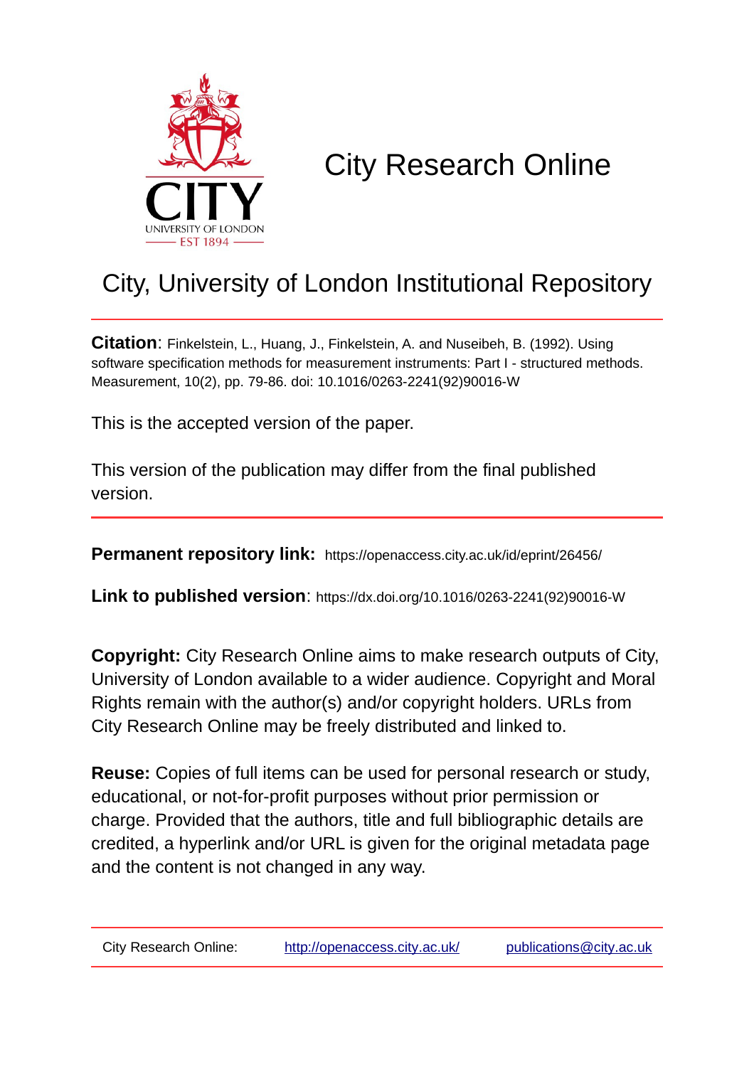# City Research Online

## City, University of London Institutional Repository

**Citation**: Finkelstein, L., Huang, J., Finkelstein, A. and Nuseibeh, B. (1992). Using software specification methods for measurement instruments: Part I - structured methods. Measurement, 10(2), pp. 79-86. doi: 10.1016/0263-2241(92)90016-W

This is the accepted version of the paper.

This version of the publication may differ from the final published version.

---

**Permanent repository link:** https://openaccess.city.ac.uk/id/eprint/26456/

**Link to published version**: https://dx.doi.org/10.1016/0263-2241(92)90016-W

**Copyright:** City Research Online aims to make research outputs of City, University of London available to a wider audience. Copyright and Moral Rights remain with the author(s) and/or copyright holders. URLs from City Research Online may be freely distributed and linked to.

**Reuse:** Copies of full items can be used for personal research or study, educational, or not-for-profit purposes without prior permission or charge. Provided that the authors, title and full bibliographic details are credited, a hyperlink and/or URL is given for the original metadata page and the content is not changed in any way.

---

City Research Online: http://openaccess.city.ac.uk/ publications@city.ac.uk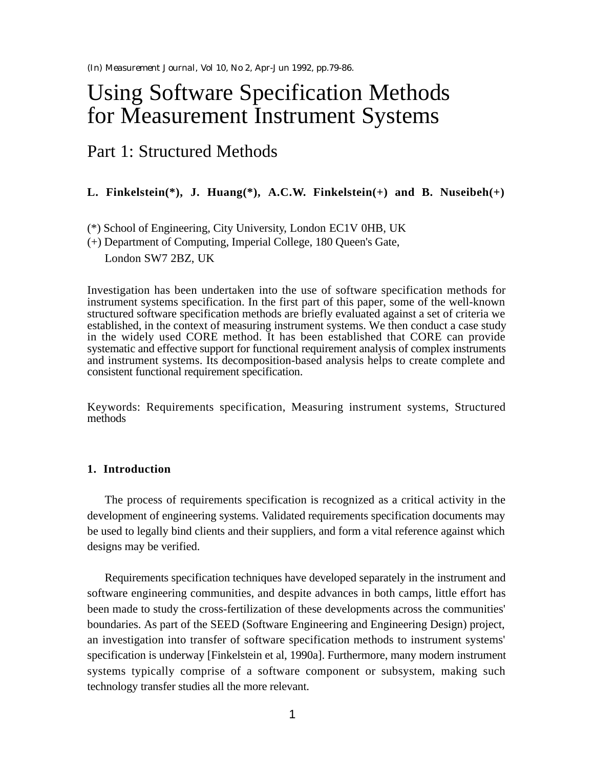(In) *Measurement Journal*, Vol 10, No 2, Apr-Jun 1992, pp.79-86.

# Using Software Specification Methods for Measurement Instrument Systems

## Part 1: Structured Methods

**L. Finkelstein(*), J. Huang(*), A.C.W. Finkelstein(+) and B. Nuseibeh(+)**

(*) School of Engineering, City University, London EC1V 0HB, UK
(+) Department of Computing, Imperial College, 180 Queen's Gate, London SW7 2BZ, UK

Investigation has been undertaken into the use of software specification methods for instrument systems specification. In the first part of this paper, some of the well-known structured software specification methods are briefly evaluated against a set of criteria we established, in the context of measuring instrument systems. We then conduct a case study in the widely used CORE method. It has been established that CORE can provide systematic and effective support for functional requirement analysis of complex instruments and instrument systems. Its decomposition-based analysis helps to create complete and consistent functional requirement specification.

Keywords: Requirements specification, Measuring instrument systems, Structured methods

### 1. Introduction

The process of requirements specification is recognized as a critical activity in the development of engineering systems. Validated requirements specification documents may be used to legally bind clients and their suppliers, and form a vital reference against which designs may be verified.

Requirements specification techniques have developed separately in the instrument and software engineering communities, and despite advances in both camps, little effort has been made to study the cross-fertilization of these developments across the communities' boundaries. As part of the SEED (Software Engineering and Engineering Design) project, an investigation into transfer of software specification methods to instrument systems' specification is underway [Finkelstein et al, 1990a]. Furthermore, many modern instrument systems typically comprise of a software component or subsystem, making such technology transfer studies all the more relevant.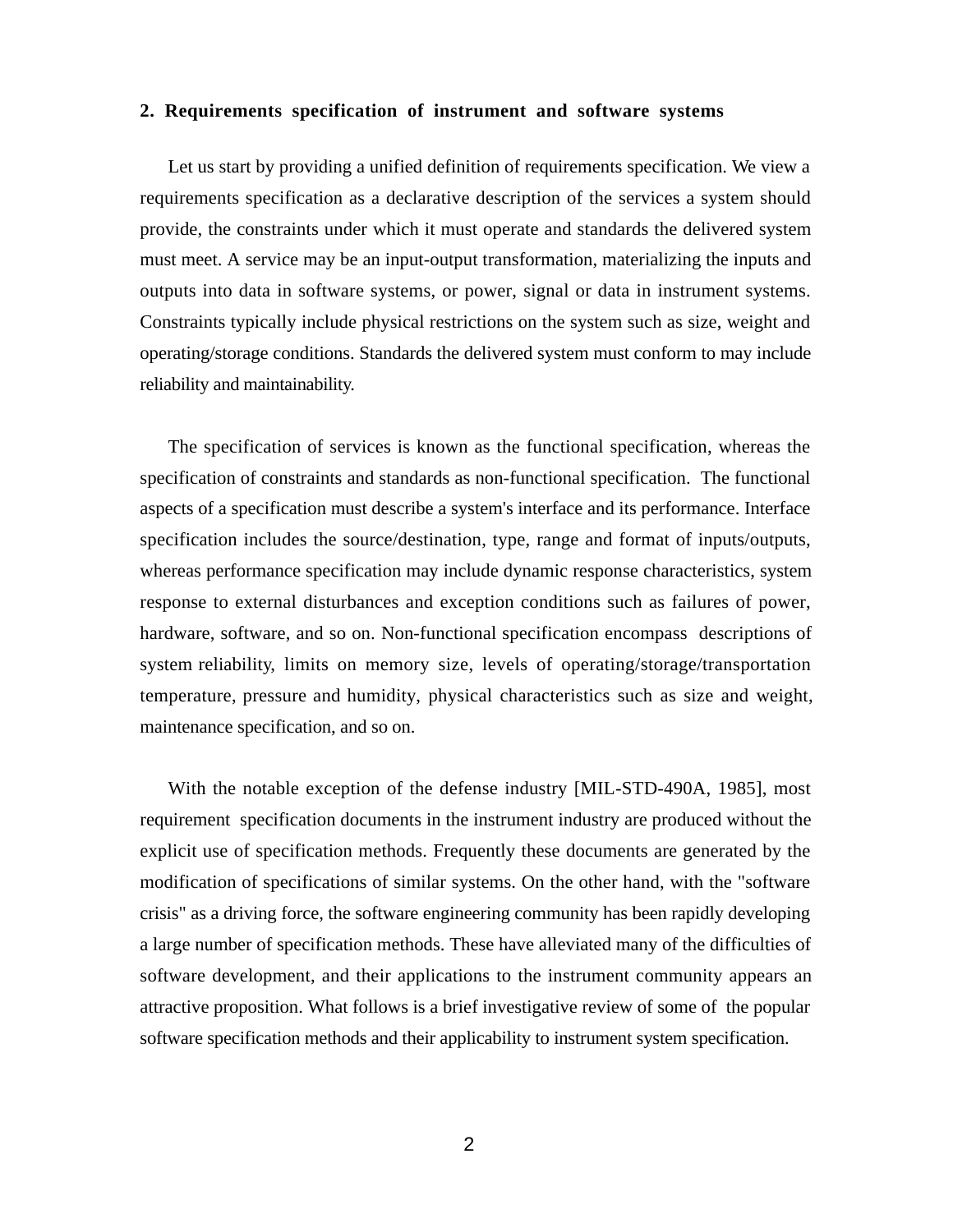## 2. Requirements specification of instrument and software systems

Let us start by providing a unified definition of requirements specification. We view a requirements specification as a declarative description of the services a system should provide, the constraints under which it must operate and standards the delivered system must meet. A service may be an input-output transformation, materializing the inputs and outputs into data in software systems, or power, signal or data in instrument systems. Constraints typically include physical restrictions on the system such as size, weight and operating/storage conditions. Standards the delivered system must conform to may include reliability and maintainability.

The specification of services is known as the functional specification, whereas the specification of constraints and standards as non-functional specification. The functional aspects of a specification must describe a system's interface and its performance. Interface specification includes the source/destination, type, range and format of inputs/outputs, whereas performance specification may include dynamic response characteristics, system response to external disturbances and exception conditions such as failures of power, hardware, software, and so on. Non-functional specification encompass descriptions of system reliability, limits on memory size, levels of operating/storage/transportation temperature, pressure and humidity, physical characteristics such as size and weight, maintenance specification, and so on.

With the notable exception of the defense industry [MIL-STD-490A, 1985], most requirement specification documents in the instrument industry are produced without the explicit use of specification methods. Frequently these documents are generated by the modification of specifications of similar systems. On the other hand, with the "software crisis" as a driving force, the software engineering community has been rapidly developing a large number of specification methods. These have alleviated many of the difficulties of software development, and their applications to the instrument community appears an attractive proposition. What follows is a brief investigative review of some of the popular software specification methods and their applicability to instrument system specification.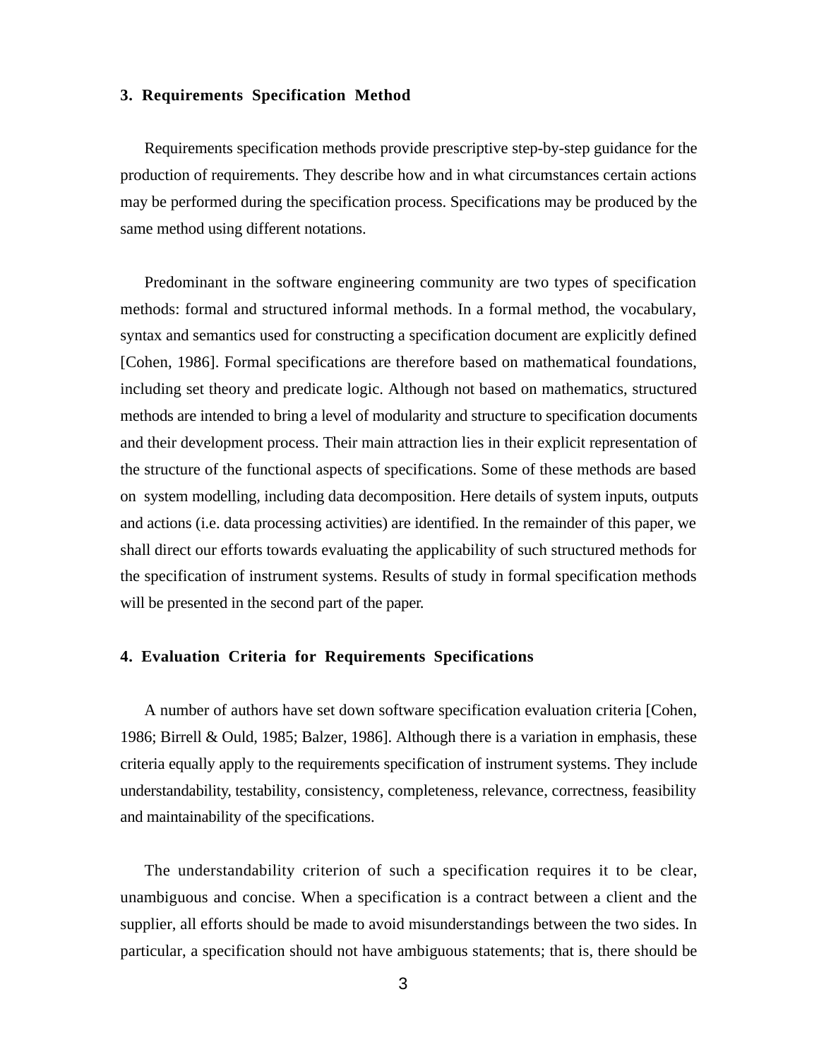## 3. Requirements Specification Method

Requirements specification methods provide prescriptive step-by-step guidance for the production of requirements. They describe how and in what circumstances certain actions may be performed during the specification process. Specifications may be produced by the same method using different notations.

Predominant in the software engineering community are two types of specification methods: formal and structured informal methods. In a formal method, the vocabulary, syntax and semantics used for constructing a specification document are explicitly defined [Cohen, 1986]. Formal specifications are therefore based on mathematical foundations, including set theory and predicate logic. Although not based on mathematics, structured methods are intended to bring a level of modularity and structure to specification documents and their development process. Their main attraction lies in their explicit representation of the structure of the functional aspects of specifications. Some of these methods are based on system modelling, including data decomposition. Here details of system inputs, outputs and actions (i.e. data processing activities) are identified. In the remainder of this paper, we shall direct our efforts towards evaluating the applicability of such structured methods for the specification of instrument systems. Results of study in formal specification methods will be presented in the second part of the paper.

## 4. Evaluation Criteria for Requirements Specifications

A number of authors have set down software specification evaluation criteria [Cohen, 1986; Birrell & Ould, 1985; Balzer, 1986]. Although there is a variation in emphasis, these criteria equally apply to the requirements specification of instrument systems. They include understandability, testability, consistency, completeness, relevance, correctness, feasibility and maintainability of the specifications.

The understandability criterion of such a specification requires it to be clear, unambiguous and concise. When a specification is a contract between a client and the supplier, all efforts should be made to avoid misunderstandings between the two sides. In particular, a specification should not have ambiguous statements; that is, there should be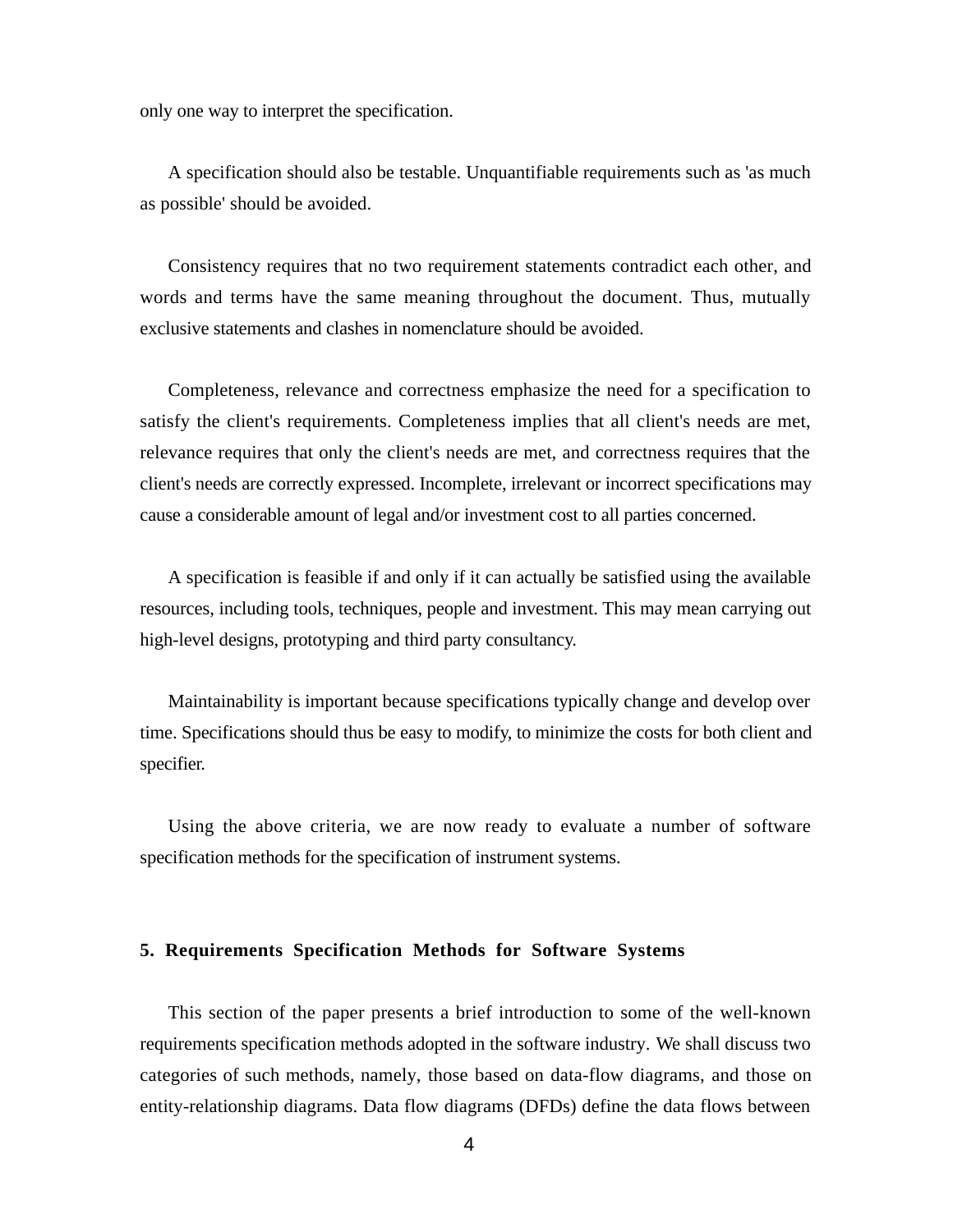only one way to interpret the specification.

A specification should also be testable. Unquantifiable requirements such as 'as much as possible' should be avoided.

Consistency requires that no two requirement statements contradict each other, and words and terms have the same meaning throughout the document. Thus, mutually exclusive statements and clashes in nomenclature should be avoided.

Completeness, relevance and correctness emphasize the need for a specification to satisfy the client's requirements. Completeness implies that all client's needs are met, relevance requires that only the client's needs are met, and correctness requires that the client's needs are correctly expressed. Incomplete, irrelevant or incorrect specifications may cause a considerable amount of legal and/or investment cost to all parties concerned.

A specification is feasible if and only if it can actually be satisfied using the available resources, including tools, techniques, people and investment. This may mean carrying out high-level designs, prototyping and third party consultancy.

Maintainability is important because specifications typically change and develop over time. Specifications should thus be easy to modify, to minimize the costs for both client and specifier.

Using the above criteria, we are now ready to evaluate a number of software specification methods for the specification of instrument systems.

## 5. Requirements Specification Methods for Software Systems

This section of the paper presents a brief introduction to some of the well-known requirements specification methods adopted in the software industry. We shall discuss two categories of such methods, namely, those based on data-flow diagrams, and those on entity-relationship diagrams. Data flow diagrams (DFDs) define the data flows between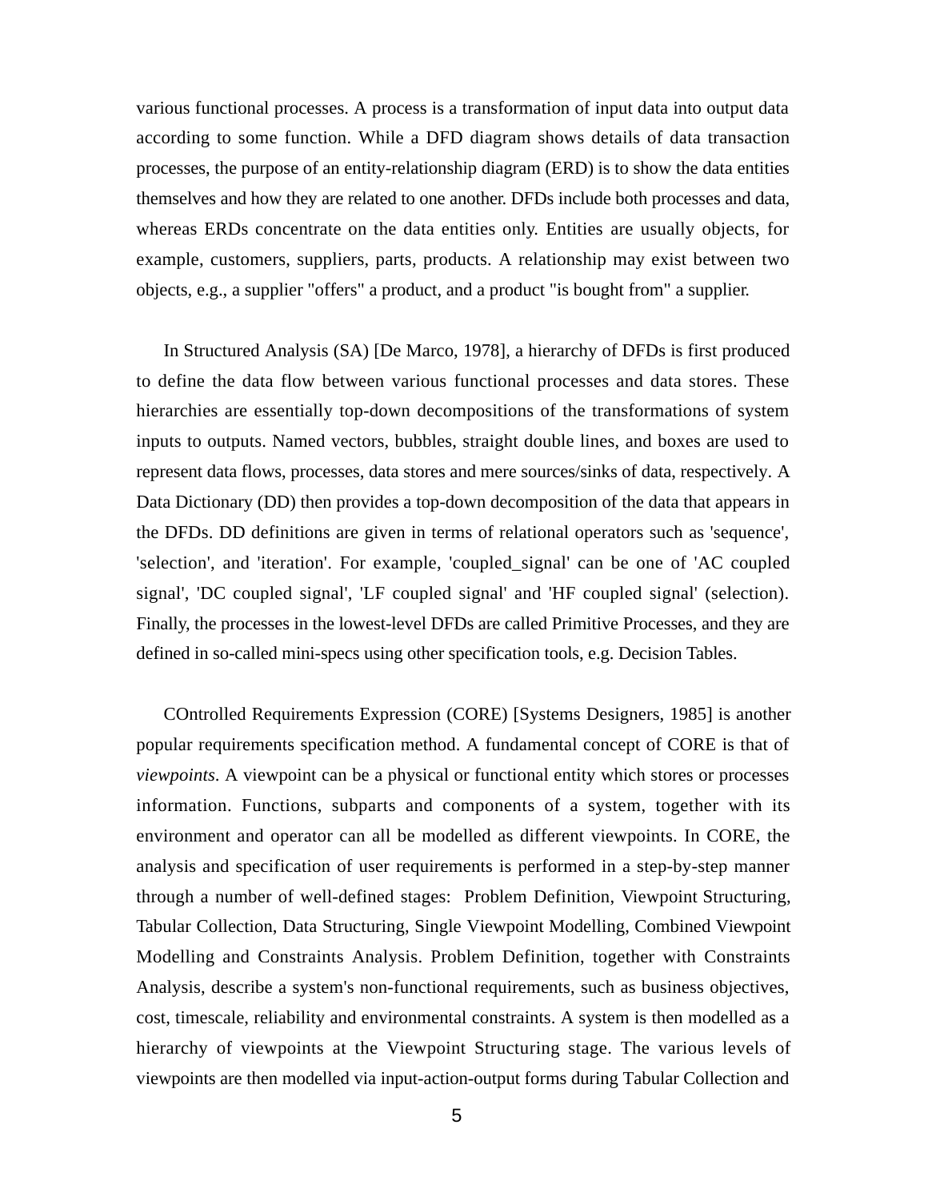various functional processes. A process is a transformation of input data into output data according to some function. While a DFD diagram shows details of data transaction processes, the purpose of an entity-relationship diagram (ERD) is to show the data entities themselves and how they are related to one another. DFDs include both processes and data, whereas ERDs concentrate on the data entities only. Entities are usually objects, for example, customers, suppliers, parts, products. A relationship may exist between two objects, e.g., a supplier "offers" a product, and a product "is bought from" a supplier.

In Structured Analysis (SA) [De Marco, 1978], a hierarchy of DFDs is first produced to define the data flow between various functional processes and data stores. These hierarchies are essentially top-down decompositions of the transformations of system inputs to outputs. Named vectors, bubbles, straight double lines, and boxes are used to represent data flows, processes, data stores and mere sources/sinks of data, respectively. A Data Dictionary (DD) then provides a top-down decomposition of the data that appears in the DFDs. DD definitions are given in terms of relational operators such as 'sequence', 'selection', and 'iteration'. For example, 'coupled_signal' can be one of 'AC coupled signal', 'DC coupled signal', 'LF coupled signal' and 'HF coupled signal' (selection). Finally, the processes in the lowest-level DFDs are called Primitive Processes, and they are defined in so-called mini-specs using other specification tools, e.g. Decision Tables.

COntrolled Requirements Expression (CORE) [Systems Designers, 1985] is another popular requirements specification method. A fundamental concept of CORE is that of *viewpoints*. A viewpoint can be a physical or functional entity which stores or processes information. Functions, subparts and components of a system, together with its environment and operator can all be modelled as different viewpoints. In CORE, the analysis and specification of user requirements is performed in a step-by-step manner through a number of well-defined stages: Problem Definition, Viewpoint Structuring, Tabular Collection, Data Structuring, Single Viewpoint Modelling, Combined Viewpoint Modelling and Constraints Analysis. Problem Definition, together with Constraints Analysis, describe a system's non-functional requirements, such as business objectives, cost, timescale, reliability and environmental constraints. A system is then modelled as a hierarchy of viewpoints at the Viewpoint Structuring stage. The various levels of viewpoints are then modelled via input-action-output forms during Tabular Collection and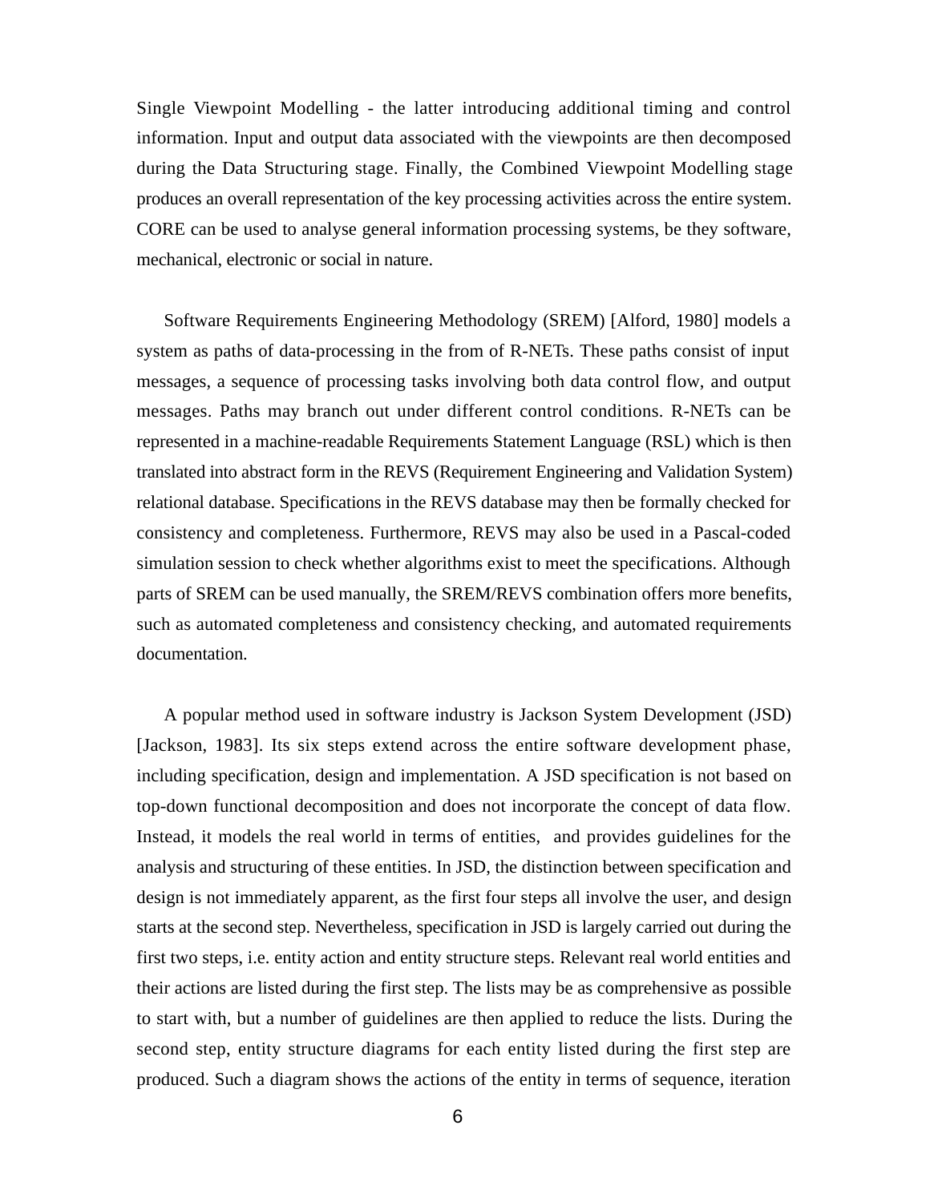Single Viewpoint Modelling - the latter introducing additional timing and control information. Input and output data associated with the viewpoints are then decomposed during the Data Structuring stage. Finally, the Combined Viewpoint Modelling stage produces an overall representation of the key processing activities across the entire system. CORE can be used to analyse general information processing systems, be they software, mechanical, electronic or social in nature.

Software Requirements Engineering Methodology (SREM) [Alford, 1980] models a system as paths of data-processing in the from of R-NETs. These paths consist of input messages, a sequence of processing tasks involving both data control flow, and output messages. Paths may branch out under different control conditions. R-NETs can be represented in a machine-readable Requirements Statement Language (RSL) which is then translated into abstract form in the REVS (Requirement Engineering and Validation System) relational database. Specifications in the REVS database may then be formally checked for consistency and completeness. Furthermore, REVS may also be used in a Pascal-coded simulation session to check whether algorithms exist to meet the specifications. Although parts of SREM can be used manually, the SREM/REVS combination offers more benefits, such as automated completeness and consistency checking, and automated requirements documentation.

A popular method used in software industry is Jackson System Development (JSD) [Jackson, 1983]. Its six steps extend across the entire software development phase, including specification, design and implementation. A JSD specification is not based on top-down functional decomposition and does not incorporate the concept of data flow. Instead, it models the real world in terms of entities, and provides guidelines for the analysis and structuring of these entities. In JSD, the distinction between specification and design is not immediately apparent, as the first four steps all involve the user, and design starts at the second step. Nevertheless, specification in JSD is largely carried out during the first two steps, i.e. entity action and entity structure steps. Relevant real world entities and their actions are listed during the first step. The lists may be as comprehensive as possible to start with, but a number of guidelines are then applied to reduce the lists. During the second step, entity structure diagrams for each entity listed during the first step are produced. Such a diagram shows the actions of the entity in terms of sequence, iteration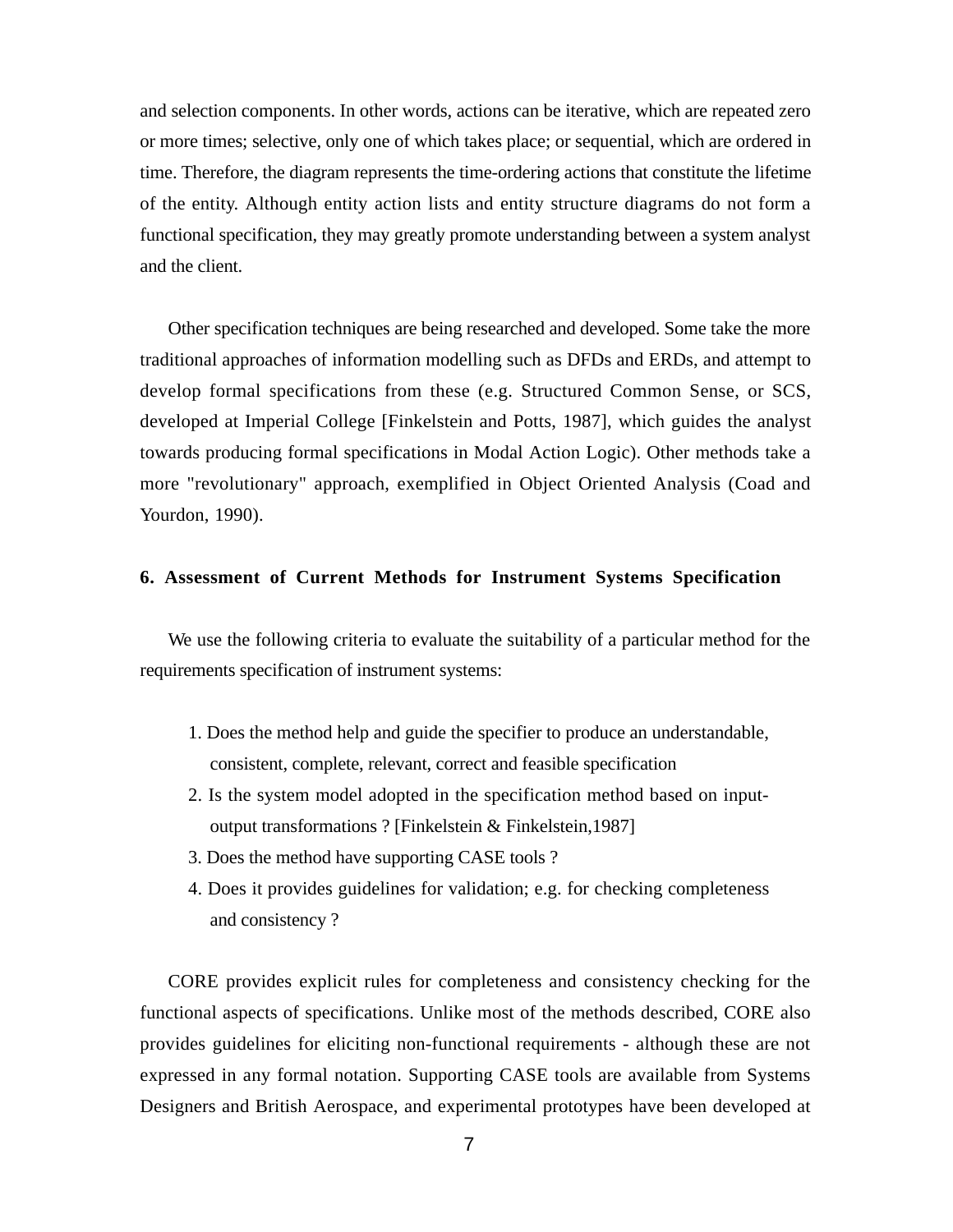and selection components. In other words, actions can be iterative, which are repeated zero or more times; selective, only one of which takes place; or sequential, which are ordered in time. Therefore, the diagram represents the time-ordering actions that constitute the lifetime of the entity. Although entity action lists and entity structure diagrams do not form a functional specification, they may greatly promote understanding between a system analyst and the client.

Other specification techniques are being researched and developed. Some take the more traditional approaches of information modelling such as DFDs and ERDs, and attempt to develop formal specifications from these (e.g. Structured Common Sense, or SCS, developed at Imperial College [Finkelstein and Potts, 1987], which guides the analyst towards producing formal specifications in Modal Action Logic). Other methods take a more "revolutionary" approach, exemplified in Object Oriented Analysis (Coad and Yourdon, 1990).

## 6. Assessment of Current Methods for Instrument Systems Specification

We use the following criteria to evaluate the suitability of a particular method for the requirements specification of instrument systems:

1. Does the method help and guide the specifier to produce an understandable, consistent, complete, relevant, correct and feasible specification
2. Is the system model adopted in the specification method based on input-output transformations ? [Finkelstein & Finkelstein,1987]
3. Does the method have supporting CASE tools ?
4. Does it provides guidelines for validation; e.g. for checking completeness and consistency ?

CORE provides explicit rules for completeness and consistency checking for the functional aspects of specifications. Unlike most of the methods described, CORE also provides guidelines for eliciting non-functional requirements - although these are not expressed in any formal notation. Supporting CASE tools are available from Systems Designers and British Aerospace, and experimental prototypes have been developed at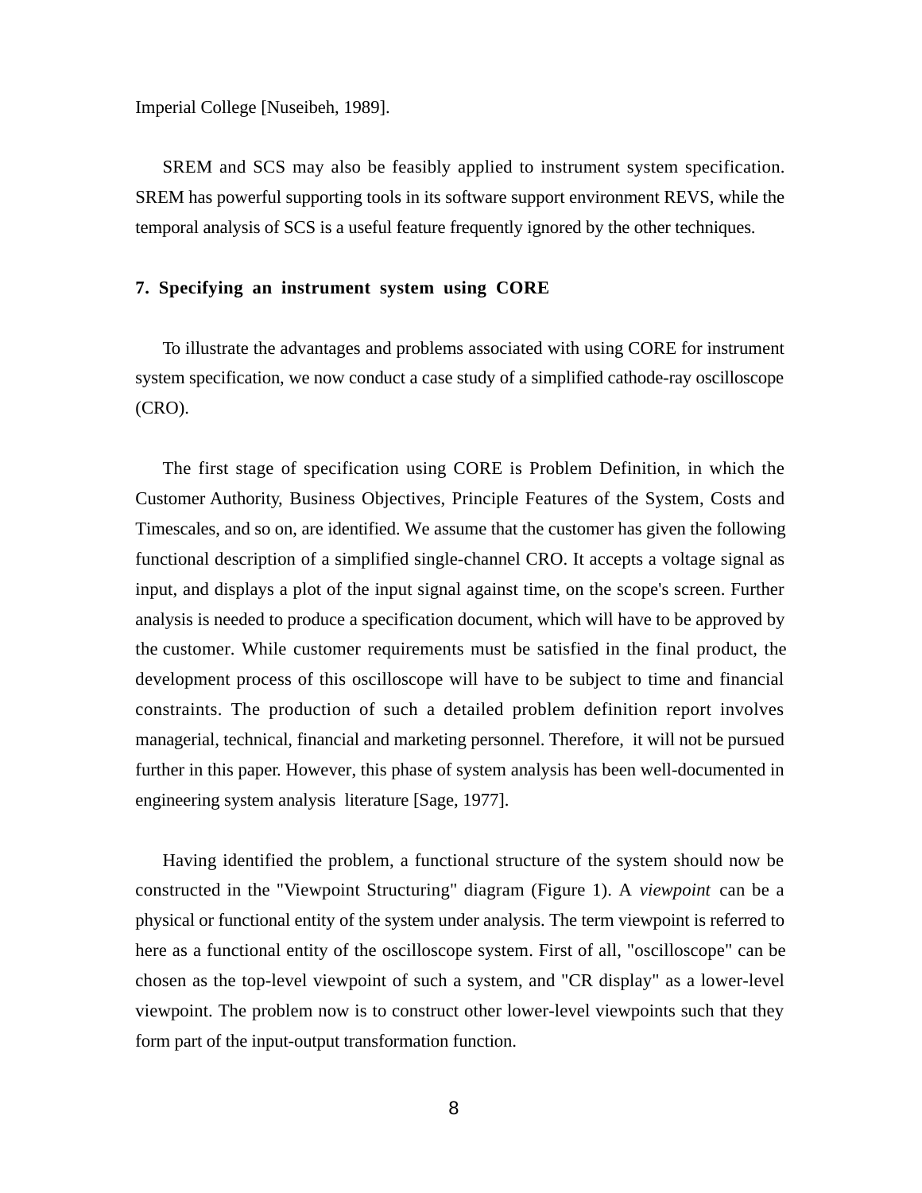Imperial College [Nuseibeh, 1989].

SREM and SCS may also be feasibly applied to instrument system specification. SREM has powerful supporting tools in its software support environment REVS, while the temporal analysis of SCS is a useful feature frequently ignored by the other techniques.

## 7. Specifying an instrument system using CORE

To illustrate the advantages and problems associated with using CORE for instrument system specification, we now conduct a case study of a simplified cathode-ray oscilloscope (CRO).

The first stage of specification using CORE is Problem Definition, in which the Customer Authority, Business Objectives, Principle Features of the System, Costs and Timescales, and so on, are identified. We assume that the customer has given the following functional description of a simplified single-channel CRO. It accepts a voltage signal as input, and displays a plot of the input signal against time, on the scope's screen. Further analysis is needed to produce a specification document, which will have to be approved by the customer. While customer requirements must be satisfied in the final product, the development process of this oscilloscope will have to be subject to time and financial constraints. The production of such a detailed problem definition report involves managerial, technical, financial and marketing personnel. Therefore, it will not be pursued further in this paper. However, this phase of system analysis has been well-documented in engineering system analysis literature [Sage, 1977].

Having identified the problem, a functional structure of the system should now be constructed in the "Viewpoint Structuring" diagram (Figure 1). A *viewpoint* can be a physical or functional entity of the system under analysis. The term viewpoint is referred to here as a functional entity of the oscilloscope system. First of all, "oscilloscope" can be chosen as the top-level viewpoint of such a system, and "CR display" as a lower-level viewpoint. The problem now is to construct other lower-level viewpoints such that they form part of the input-output transformation function.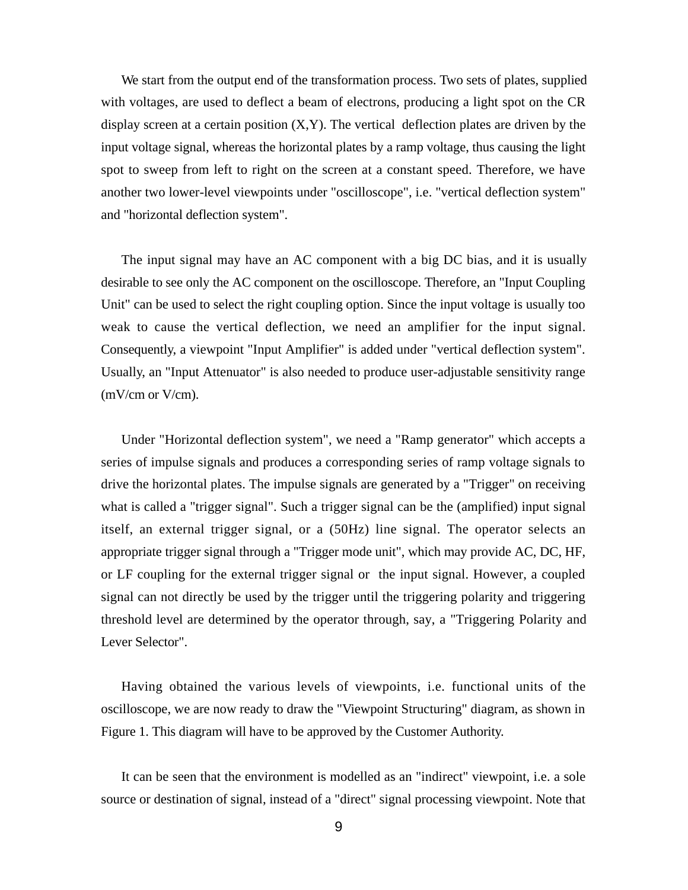We start from the output end of the transformation process. Two sets of plates, supplied with voltages, are used to deflect a beam of electrons, producing a light spot on the CR display screen at a certain position (X,Y). The vertical deflection plates are driven by the input voltage signal, whereas the horizontal plates by a ramp voltage, thus causing the light spot to sweep from left to right on the screen at a constant speed. Therefore, we have another two lower-level viewpoints under "oscilloscope", i.e. "vertical deflection system" and "horizontal deflection system".

The input signal may have an AC component with a big DC bias, and it is usually desirable to see only the AC component on the oscilloscope. Therefore, an "Input Coupling Unit" can be used to select the right coupling option. Since the input voltage is usually too weak to cause the vertical deflection, we need an amplifier for the input signal. Consequently, a viewpoint "Input Amplifier" is added under "vertical deflection system". Usually, an "Input Attenuator" is also needed to produce user-adjustable sensitivity range (mV/cm or V/cm).

Under "Horizontal deflection system", we need a "Ramp generator" which accepts a series of impulse signals and produces a corresponding series of ramp voltage signals to drive the horizontal plates. The impulse signals are generated by a "Trigger" on receiving what is called a "trigger signal". Such a trigger signal can be the (amplified) input signal itself, an external trigger signal, or a (50Hz) line signal. The operator selects an appropriate trigger signal through a "Trigger mode unit", which may provide AC, DC, HF, or LF coupling for the external trigger signal or the input signal. However, a coupled signal can not directly be used by the trigger until the triggering polarity and triggering threshold level are determined by the operator through, say, a "Triggering Polarity and Lever Selector".

Having obtained the various levels of viewpoints, i.e. functional units of the oscilloscope, we are now ready to draw the "Viewpoint Structuring" diagram, as shown in Figure 1. This diagram will have to be approved by the Customer Authority.

It can be seen that the environment is modelled as an "indirect" viewpoint, i.e. a sole source or destination of signal, instead of a "direct" signal processing viewpoint. Note that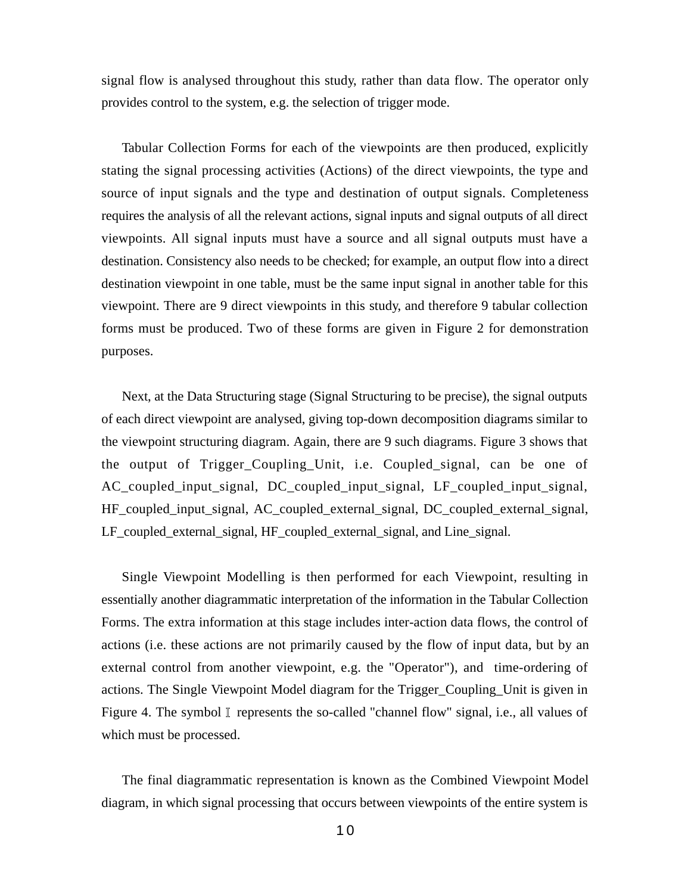signal flow is analysed throughout this study, rather than data flow. The operator only provides control to the system, e.g. the selection of trigger mode.

Tabular Collection Forms for each of the viewpoints are then produced, explicitly stating the signal processing activities (Actions) of the direct viewpoints, the type and source of input signals and the type and destination of output signals. Completeness requires the analysis of all the relevant actions, signal inputs and signal outputs of all direct viewpoints. All signal inputs must have a source and all signal outputs must have a destination. Consistency also needs to be checked; for example, an output flow into a direct destination viewpoint in one table, must be the same input signal in another table for this viewpoint. There are 9 direct viewpoints in this study, and therefore 9 tabular collection forms must be produced. Two of these forms are given in Figure 2 for demonstration purposes.

Next, at the Data Structuring stage (Signal Structuring to be precise), the signal outputs of each direct viewpoint are analysed, giving top-down decomposition diagrams similar to the viewpoint structuring diagram. Again, there are 9 such diagrams. Figure 3 shows that the output of Trigger_Coupling_Unit, i.e. Coupled_signal, can be one of AC_coupled_input_signal, DC_coupled_input_signal, LF_coupled_input_signal, HF_coupled_input_signal, AC_coupled_external_signal, DC_coupled_external_signal, LF_coupled_external_signal, HF_coupled_external_signal, and Line_signal.

Single Viewpoint Modelling is then performed for each Viewpoint, resulting in essentially another diagrammatic interpretation of the information in the Tabular Collection Forms. The extra information at this stage includes inter-action data flows, the control of actions (i.e. these actions are not primarily caused by the flow of input data, but by an external control from another viewpoint, e.g. the "Operator"), and time-ordering of actions. The Single Viewpoint Model diagram for the Trigger_Coupling_Unit is given in Figure 4. The symbol 𝕀 represents the so-called "channel flow" signal, i.e., all values of which must be processed.

The final diagrammatic representation is known as the Combined Viewpoint Model diagram, in which signal processing that occurs between viewpoints of the entire system is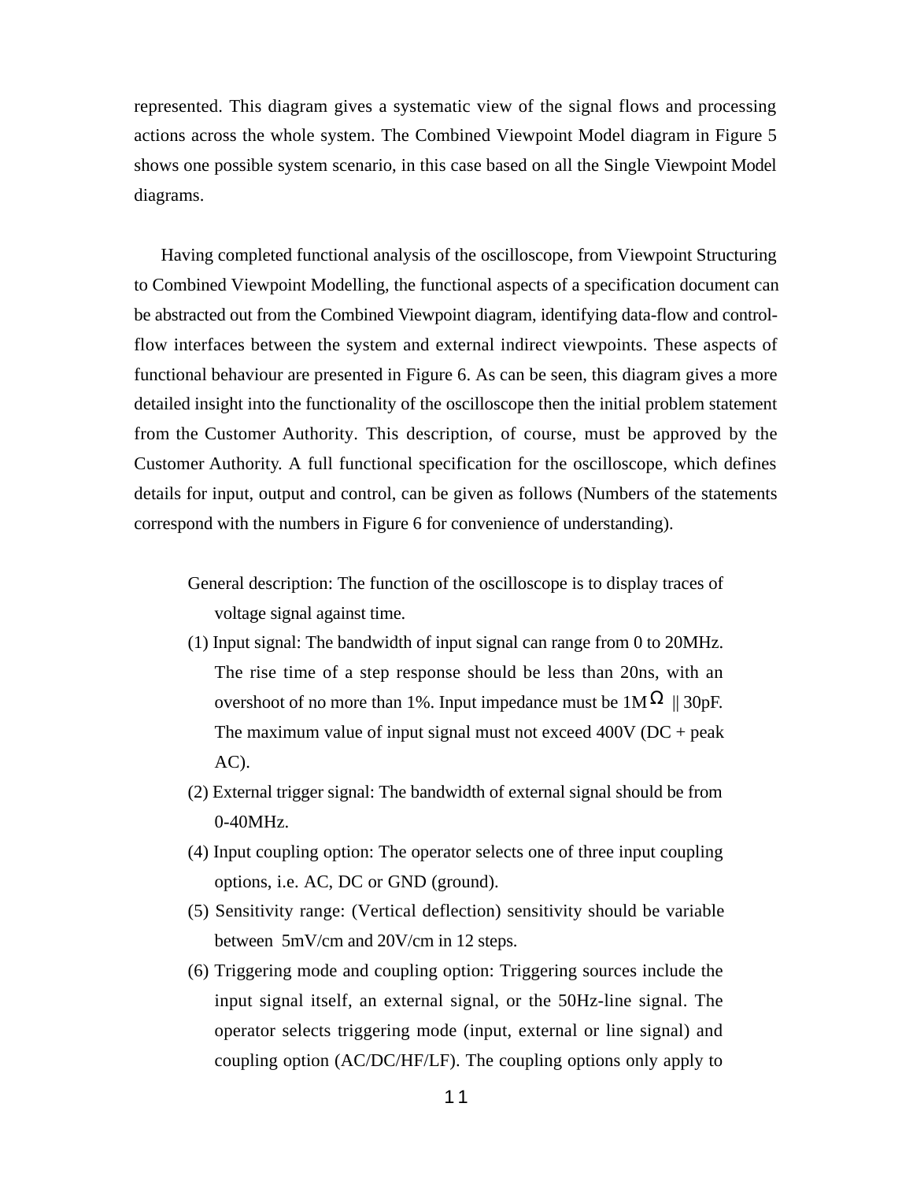represented. This diagram gives a systematic view of the signal flows and processing actions across the whole system. The Combined Viewpoint Model diagram in Figure 5 shows one possible system scenario, in this case based on all the Single Viewpoint Model diagrams.

Having completed functional analysis of the oscilloscope, from Viewpoint Structuring to Combined Viewpoint Modelling, the functional aspects of a specification document can be abstracted out from the Combined Viewpoint diagram, identifying data-flow and control-flow interfaces between the system and external indirect viewpoints. These aspects of functional behaviour are presented in Figure 6. As can be seen, this diagram gives a more detailed insight into the functionality of the oscilloscope then the initial problem statement from the Customer Authority. This description, of course, must be approved by the Customer Authority. A full functional specification for the oscilloscope, which defines details for input, output and control, can be given as follows (Numbers of the statements correspond with the numbers in Figure 6 for convenience of understanding).

General description: The function of the oscilloscope is to display traces of voltage signal against time.

(1) Input signal: The bandwidth of input signal can range from 0 to 20MHz. The rise time of a step response should be less than 20ns, with an overshoot of no more than 1%. Input impedance must be 1M$\Omega$ || 30pF. The maximum value of input signal must not exceed 400V (DC + peak AC).

(2) External trigger signal: The bandwidth of external signal should be from 0-40MHz.

(4) Input coupling option: The operator selects one of three input coupling options, i.e. AC, DC or GND (ground).

(5) Sensitivity range: (Vertical deflection) sensitivity should be variable between 5mV/cm and 20V/cm in 12 steps.

(6) Triggering mode and coupling option: Triggering sources include the input signal itself, an external signal, or the 50Hz-line signal. The operator selects triggering mode (input, external or line signal) and coupling option (AC/DC/HF/LF). The coupling options only apply to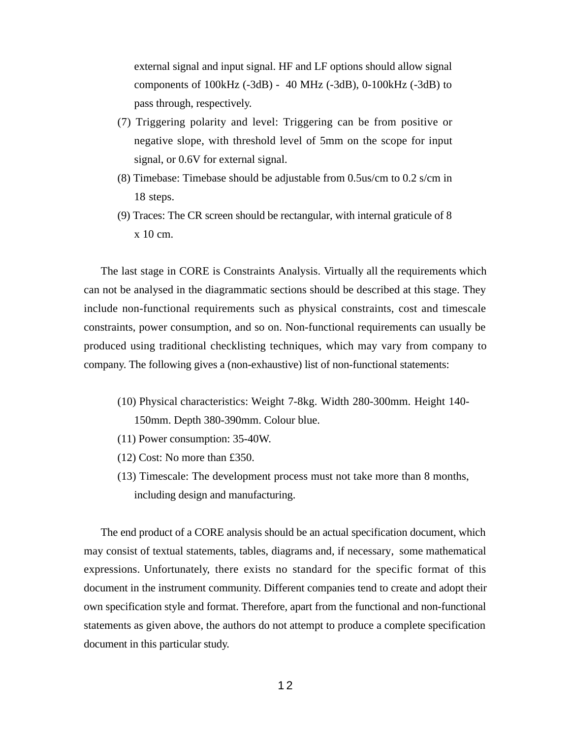external signal and input signal. HF and LF options should allow signal components of 100kHz (-3dB) - 40 MHz (-3dB), 0-100kHz (-3dB) to pass through, respectively.

(7) Triggering polarity and level: Triggering can be from positive or negative slope, with threshold level of 5mm on the scope for input signal, or 0.6V for external signal.

(8) Timebase: Timebase should be adjustable from 0.5us/cm to 0.2 s/cm in 18 steps.

(9) Traces: The CR screen should be rectangular, with internal graticule of 8 x 10 cm.

The last stage in CORE is Constraints Analysis. Virtually all the requirements which can not be analysed in the diagrammatic sections should be described at this stage. They include non-functional requirements such as physical constraints, cost and timescale constraints, power consumption, and so on. Non-functional requirements can usually be produced using traditional checklisting techniques, which may vary from company to company. The following gives a (non-exhaustive) list of non-functional statements:

(10) Physical characteristics: Weight 7-8kg. Width 280-300mm. Height 140-150mm. Depth 380-390mm. Colour blue.

(11) Power consumption: 35-40W.

(12) Cost: No more than £350.

(13) Timescale: The development process must not take more than 8 months, including design and manufacturing.

The end product of a CORE analysis should be an actual specification document, which may consist of textual statements, tables, diagrams and, if necessary, some mathematical expressions. Unfortunately, there exists no standard for the specific format of this document in the instrument community. Different companies tend to create and adopt their own specification style and format. Therefore, apart from the functional and non-functional statements as given above, the authors do not attempt to produce a complete specification document in this particular study.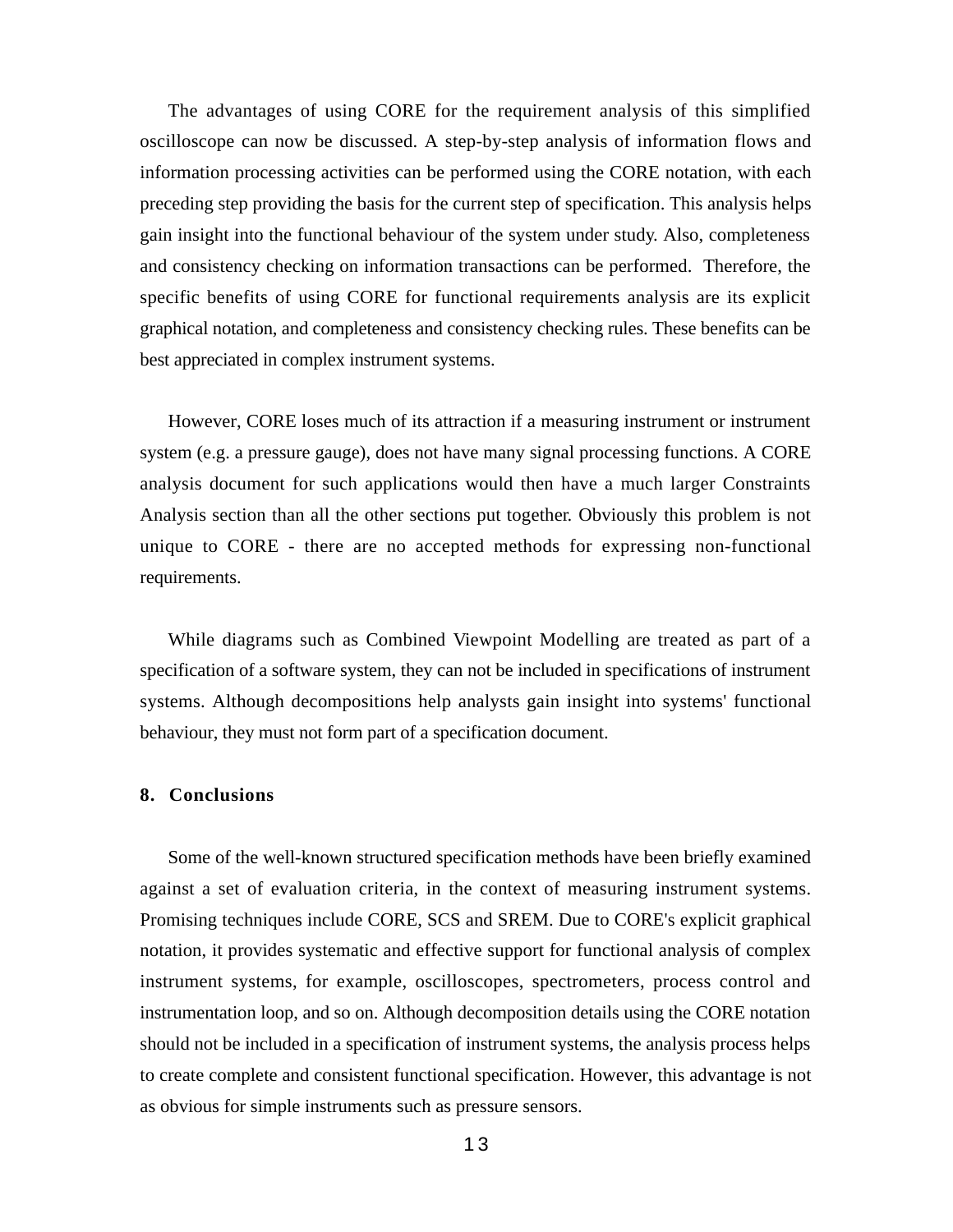The advantages of using CORE for the requirement analysis of this simplified oscilloscope can now be discussed. A step-by-step analysis of information flows and information processing activities can be performed using the CORE notation, with each preceding step providing the basis for the current step of specification. This analysis helps gain insight into the functional behaviour of the system under study. Also, completeness and consistency checking on information transactions can be performed. Therefore, the specific benefits of using CORE for functional requirements analysis are its explicit graphical notation, and completeness and consistency checking rules. These benefits can be best appreciated in complex instrument systems.

However, CORE loses much of its attraction if a measuring instrument or instrument system (e.g. a pressure gauge), does not have many signal processing functions. A CORE analysis document for such applications would then have a much larger Constraints Analysis section than all the other sections put together. Obviously this problem is not unique to CORE - there are no accepted methods for expressing non-functional requirements.

While diagrams such as Combined Viewpoint Modelling are treated as part of a specification of a software system, they can not be included in specifications of instrument systems. Although decompositions help analysts gain insight into systems' functional behaviour, they must not form part of a specification document.

## 8. Conclusions

Some of the well-known structured specification methods have been briefly examined against a set of evaluation criteria, in the context of measuring instrument systems. Promising techniques include CORE, SCS and SREM. Due to CORE's explicit graphical notation, it provides systematic and effective support for functional analysis of complex instrument systems, for example, oscilloscopes, spectrometers, process control and instrumentation loop, and so on. Although decomposition details using the CORE notation should not be included in a specification of instrument systems, the analysis process helps to create complete and consistent functional specification. However, this advantage is not as obvious for simple instruments such as pressure sensors.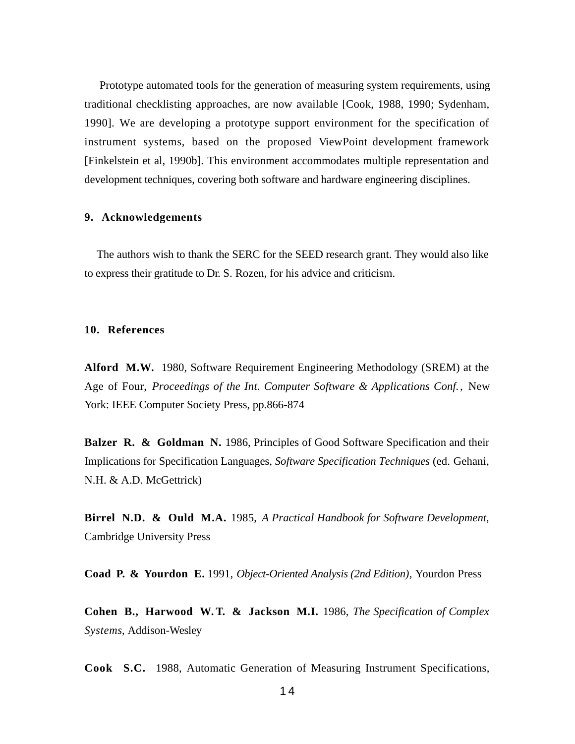Prototype automated tools for the generation of measuring system requirements, using traditional checklisting approaches, are now available [Cook, 1988, 1990; Sydenham, 1990]. We are developing a prototype support environment for the specification of instrument systems, based on the proposed ViewPoint development framework [Finkelstein et al, 1990b]. This environment accommodates multiple representation and development techniques, covering both software and hardware engineering disciplines.

## 9. Acknowledgements

The authors wish to thank the SERC for the SEED research grant. They would also like to express their gratitude to Dr. S. Rozen, for his advice and criticism.

## 10. References

**Alford M.W.** 1980, Software Requirement Engineering Methodology (SREM) at the Age of Four, *Proceedings of the Int. Computer Software & Applications Conf.*, New York: IEEE Computer Society Press, pp.866-874

**Balzer R. & Goldman N.** 1986, Principles of Good Software Specification and their Implications for Specification Languages, *Software Specification Techniques* (ed. Gehani, N.H. & A.D. McGettrick)

**Birrel N.D. & Ould M.A.** 1985, *A Practical Handbook for Software Development*, Cambridge University Press

**Coad P. & Yourdon E.** 1991, *Object-Oriented Analysis (2nd Edition)*, Yourdon Press

**Cohen B., Harwood W.T. & Jackson M.I.** 1986, *The Specification of Complex Systems*, Addison-Wesley

**Cook S.C.** 1988, Automatic Generation of Measuring Instrument Specifications,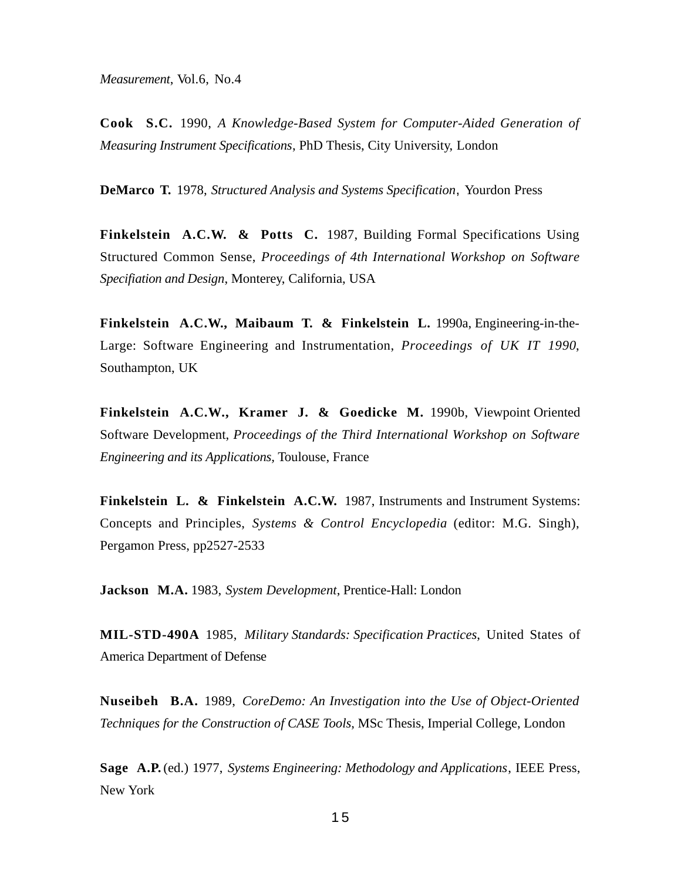*Measurement*, Vol.6, No.4

**Cook S.C.** 1990, *A Knowledge-Based System for Computer-Aided Generation of Measuring Instrument Specifications*, PhD Thesis, City University, London

**DeMarco T.** 1978, *Structured Analysis and Systems Specification*, Yourdon Press

**Finkelstein A.C.W. & Potts C.** 1987, Building Formal Specifications Using Structured Common Sense, *Proceedings of 4th International Workshop on Software Specifiation and Design*, Monterey, California, USA

**Finkelstein A.C.W., Maibaum T. & Finkelstein L.** 1990a, Engineering-in-the-Large: Software Engineering and Instrumentation, *Proceedings of UK IT 1990*, Southampton, UK

**Finkelstein A.C.W., Kramer J. & Goedicke M.** 1990b, Viewpoint Oriented Software Development, *Proceedings of the Third International Workshop on Software Engineering and its Applications*, Toulouse, France

**Finkelstein L. & Finkelstein A.C.W.** 1987, Instruments and Instrument Systems: Concepts and Principles, *Systems & Control Encyclopedia* (editor: M.G. Singh), Pergamon Press, pp2527-2533

**Jackson M.A.** 1983, *System Development*, Prentice-Hall: London

**MIL-STD-490A** 1985, *Military Standards: Specification Practices*, United States of America Department of Defense

**Nuseibeh B.A.** 1989, *CoreDemo: An Investigation into the Use of Object-Oriented Techniques for the Construction of CASE Tools*, MSc Thesis, Imperial College, London

**Sage A.P.** (ed.) 1977, *Systems Engineering: Methodology and Applications*, IEEE Press, New York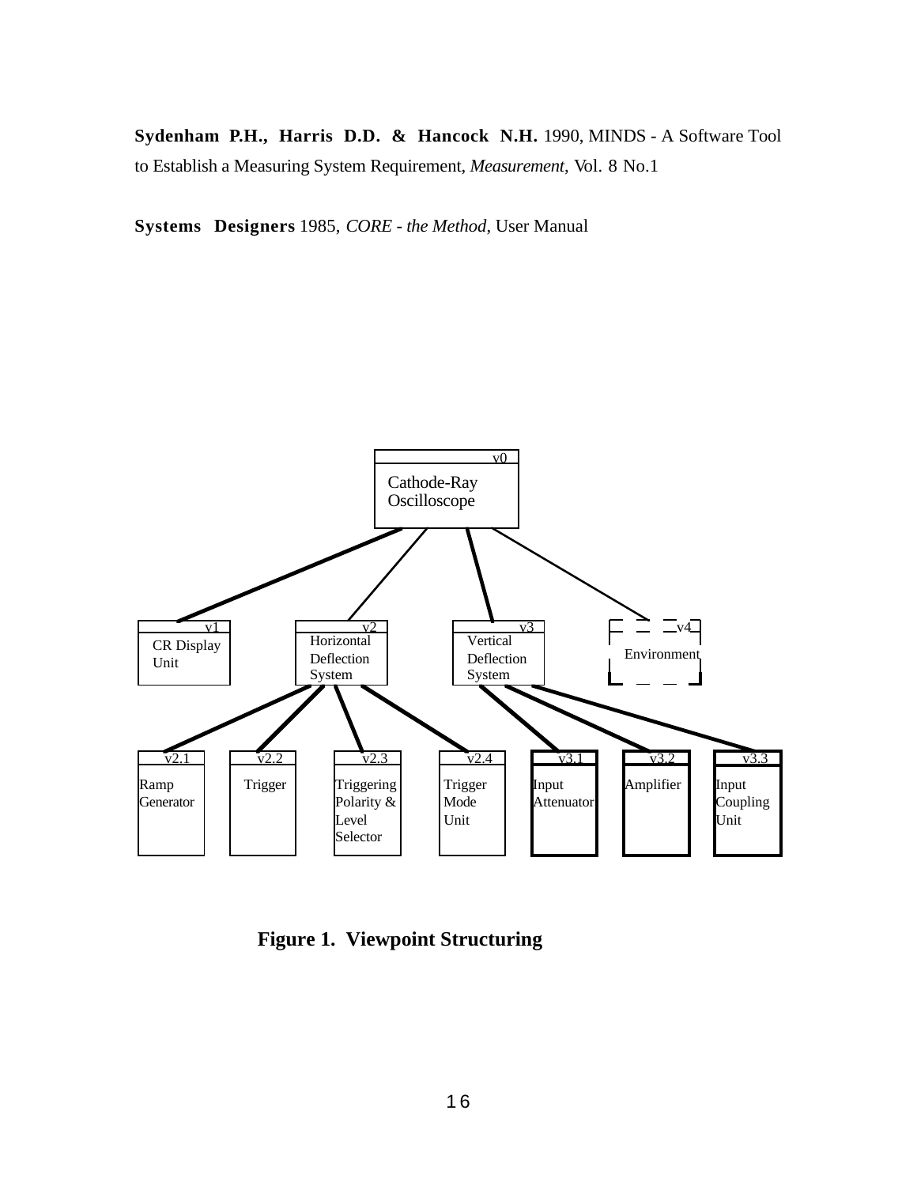**Sydenham P.H., Harris D.D. & Hancock N.H.** 1990, MINDS - A Software Tool to Establish a Measuring System Requirement, *Measurement*, Vol. 8 No.1

**Systems Designers** 1985, *CORE - the Method*, User Manual

v0
Cathode-Ray Oscilloscope

v1
CR Display Unit

v2
Horizontal Deflection System

v3
Vertical Deflection System

v4
Environment

v2.1
Ramp Generator

v2.2
Trigger

v2.3
Triggering Polarity & Level Selector

v2.4
Trigger Mode Unit

v3.1
Input Attenuator

v3.2
Amplifier

v3.3
Input Coupling Unit

**Figure 1. Viewpoint Structuring**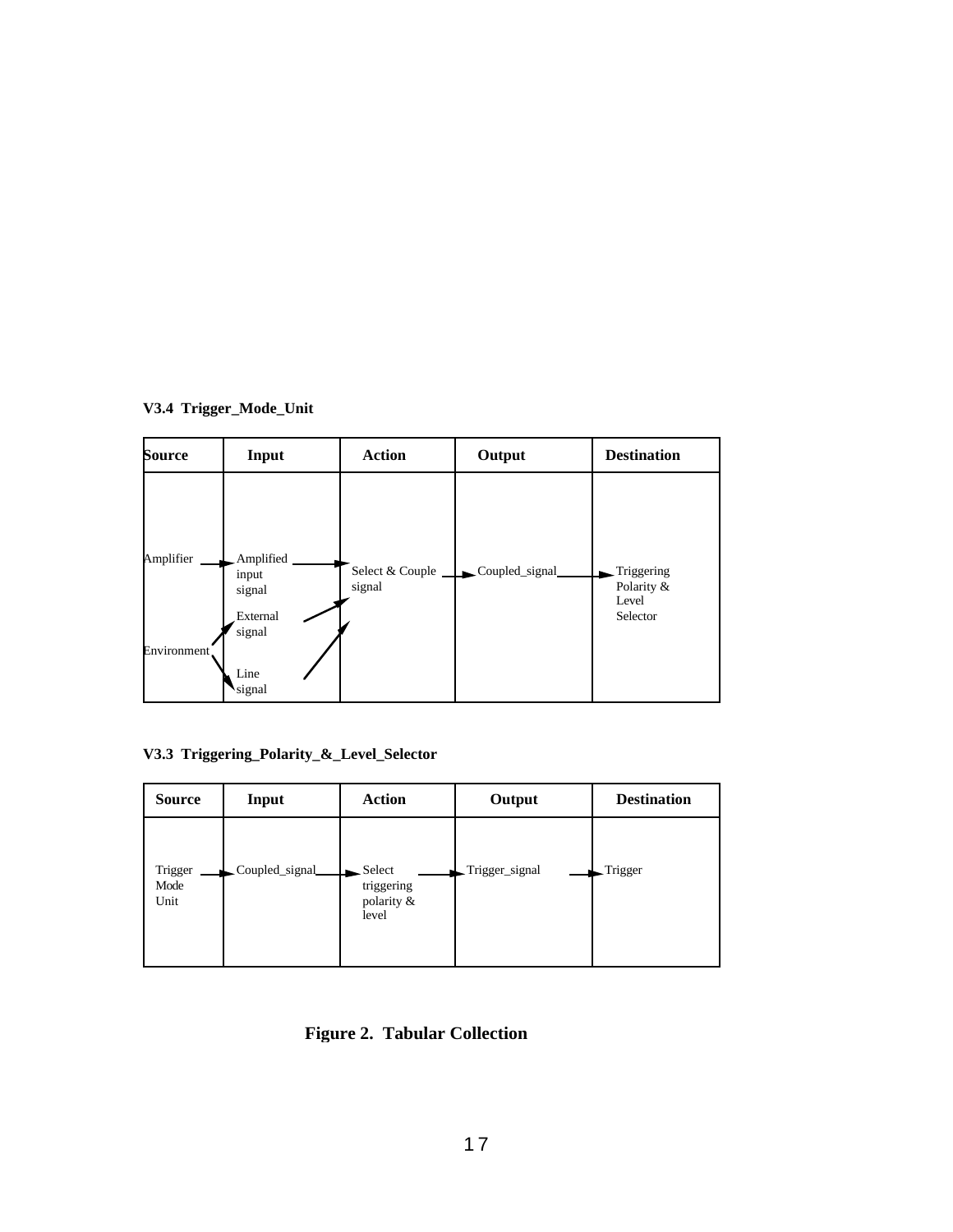**V3.4 Trigger_Mode_Unit**

| Source | Input | Action | Output | Destination |
|---|---|---|---|---|
| Amplifier | Amplified input signal | Select & Couple signal | Coupled_signal | Triggering Polarity & Level Selector |
| Environment | External signal | | | |
| | Line signal | | | |

**V3.3 Triggering_Polarity_&_Level_Selector**

| Source | Input | Action | Output | Destination |
|---|---|---|---|---|
| Trigger Mode Unit | Coupled_signal | Select triggering polarity & level | Trigger_signal | Trigger |

**Figure 2. Tabular Collection**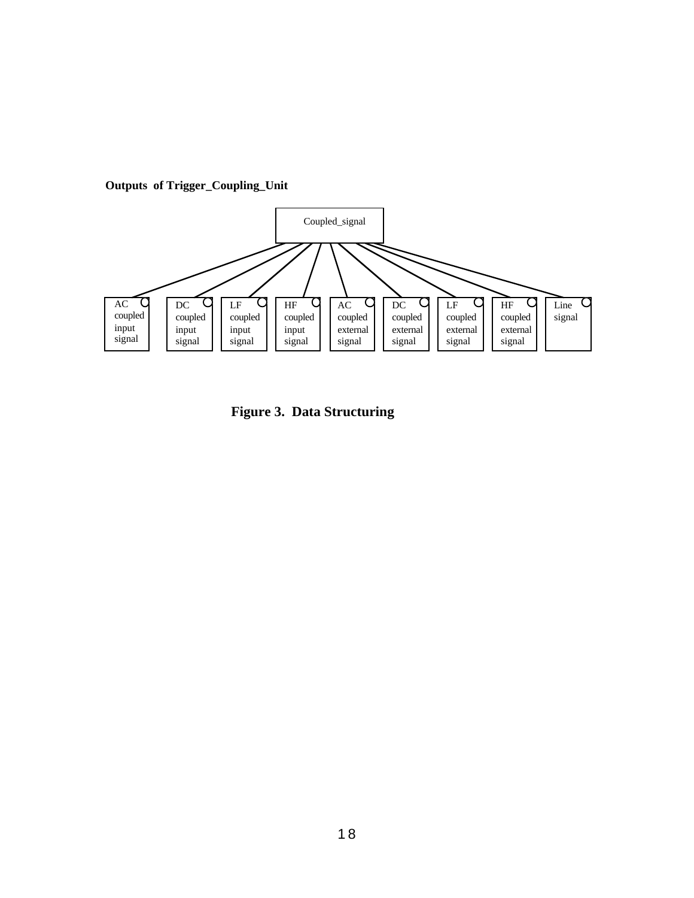**Outputs of Trigger_Coupling_Unit**

Coupled_signal

AC coupled input signal | DC coupled input signal | LF coupled input signal | HF coupled input signal | AC coupled external signal | DC coupled external signal | LF coupled external signal | HF coupled external signal | Line signal

**Figure 3. Data Structuring**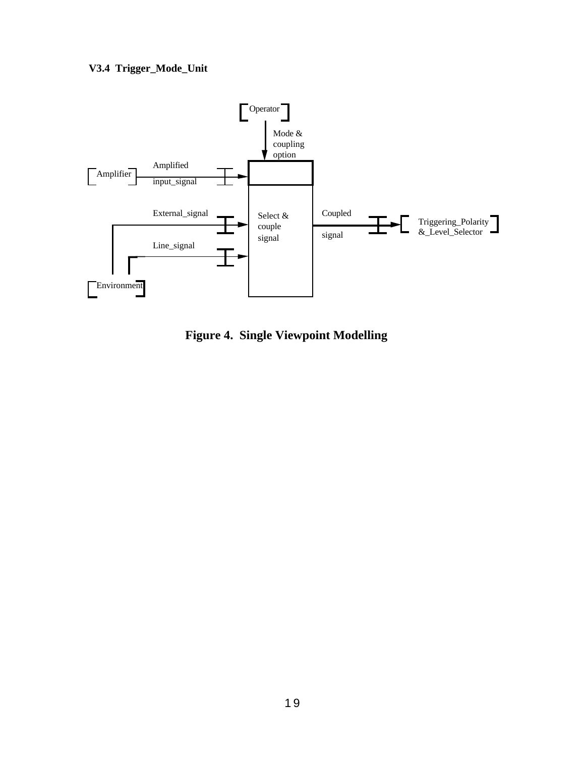### V3.4 Trigger_Mode_Unit

Operator

Mode & coupling option

Amplifier

Amplified input_signal

External_signal

Line_signal

Environment

Select & couple signal

Coupled signal

Triggering_Polarity &_Level_Selector

**Figure 4. Single Viewpoint Modelling**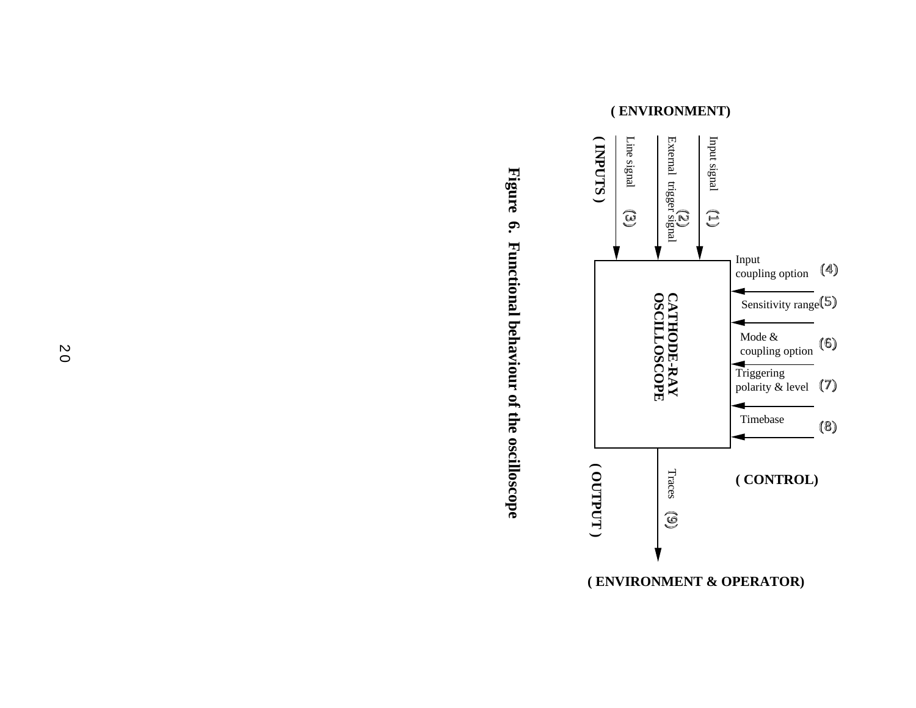( ENVIRONMENT)

( INPUTS )

Input signal (1)

External trigger signal (2)

Line signal (3)

CATHODE-RAY OSCILLOSCOPE

Input coupling option (4)

Sensitivity range (5)

Mode & coupling option (6)

Triggering polarity & level (7)

Timebase (8)

( CONTROL)

Traces (9)

( OUTPUT )

( ENVIRONMENT & OPERATOR)

**Figure 6. Functional behaviour of the oscilloscope**